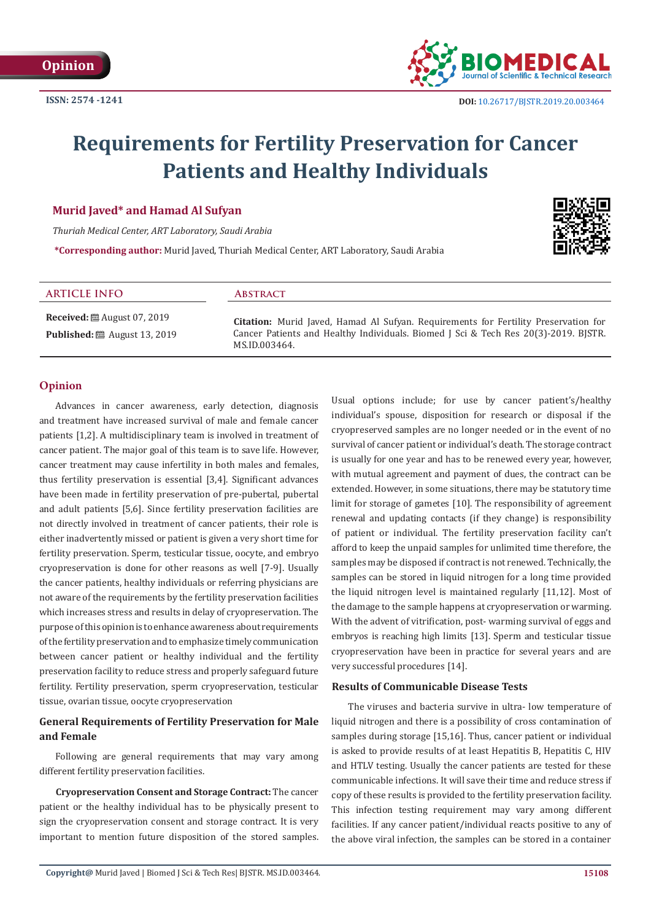Opinion

ISSN: 2574 -1241

DOI: 10.26717/BJSTR.2019.20.003464

# Requirements for Fertility Preservation for Cancer Patients and Healthy Individuals

**Murid Javed\* and Hamad Al Sufyan**

*Thuriah Medical Center, ART Laboratory, Saudi Arabia*

**\*Corresponding author:** Murid Javed, Thuriah Medical Center, ART Laboratory, Saudi Arabia

## ARTICLE INFO

**Received:** August 07, 2019

**Published:** August 13, 2019

## Abstract

**Citation:** Murid Javed, Hamad Al Sufyan. Requirements for Fertility Preservation for Cancer Patients and Healthy Individuals. Biomed J Sci & Tech Res 20(3)-2019. BJSTR. MS.ID.003464.

## Opinion

Advances in cancer awareness, early detection, diagnosis and treatment have increased survival of male and female cancer patients [1,2]. A multidisciplinary team is involved in treatment of cancer patient. The major goal of this team is to save life. However, cancer treatment may cause infertility in both males and females, thus fertility preservation is essential [3,4]. Significant advances have been made in fertility preservation of pre-pubertal, pubertal and adult patients [5,6]. Since fertility preservation facilities are not directly involved in treatment of cancer patients, their role is either inadvertently missed or patient is given a very short time for fertility preservation. Sperm, testicular tissue, oocyte, and embryo cryopreservation is done for other reasons as well [7-9]. Usually the cancer patients, healthy individuals or referring physicians are not aware of the requirements by the fertility preservation facilities which increases stress and results in delay of cryopreservation. The purpose of this opinion is to enhance awareness about requirements of the fertility preservation and to emphasize timely communication between cancer patient or healthy individual and the fertility preservation facility to reduce stress and properly safeguard future fertility. Fertility preservation, sperm cryopreservation, testicular tissue, ovarian tissue, oocyte cryopreservation

### General Requirements of Fertility Preservation for Male and Female

Following are general requirements that may vary among different fertility preservation facilities.

**Cryopreservation Consent and Storage Contract:** The cancer patient or the healthy individual has to be physically present to sign the cryopreservation consent and storage contract. It is very important to mention future disposition of the stored samples. Usual options include; for use by cancer patient's/healthy individual's spouse, disposition for research or disposal if the cryopreserved samples are no longer needed or in the event of no survival of cancer patient or individual's death. The storage contract is usually for one year and has to be renewed every year, however, with mutual agreement and payment of dues, the contract can be extended. However, in some situations, there may be statutory time limit for storage of gametes [10]. The responsibility of agreement renewal and updating contacts (if they change) is responsibility of patient or individual. The fertility preservation facility can't afford to keep the unpaid samples for unlimited time therefore, the samples may be disposed if contract is not renewed. Technically, the samples can be stored in liquid nitrogen for a long time provided the liquid nitrogen level is maintained regularly [11,12]. Most of the damage to the sample happens at cryopreservation or warming. With the advent of vitrification, post- warming survival of eggs and embryos is reaching high limits [13]. Sperm and testicular tissue cryopreservation have been in practice for several years and are very successful procedures [14].

### Results of Communicable Disease Tests

The viruses and bacteria survive in ultra- low temperature of liquid nitrogen and there is a possibility of cross contamination of samples during storage [15,16]. Thus, cancer patient or individual is asked to provide results of at least Hepatitis B, Hepatitis C, HIV and HTLV testing. Usually the cancer patients are tested for these communicable infections. It will save their time and reduce stress if copy of these results is provided to the fertility preservation facility. This infection testing requirement may vary among different facilities. If any cancer patient/individual reacts positive to any of the above viral infection, the samples can be stored in a container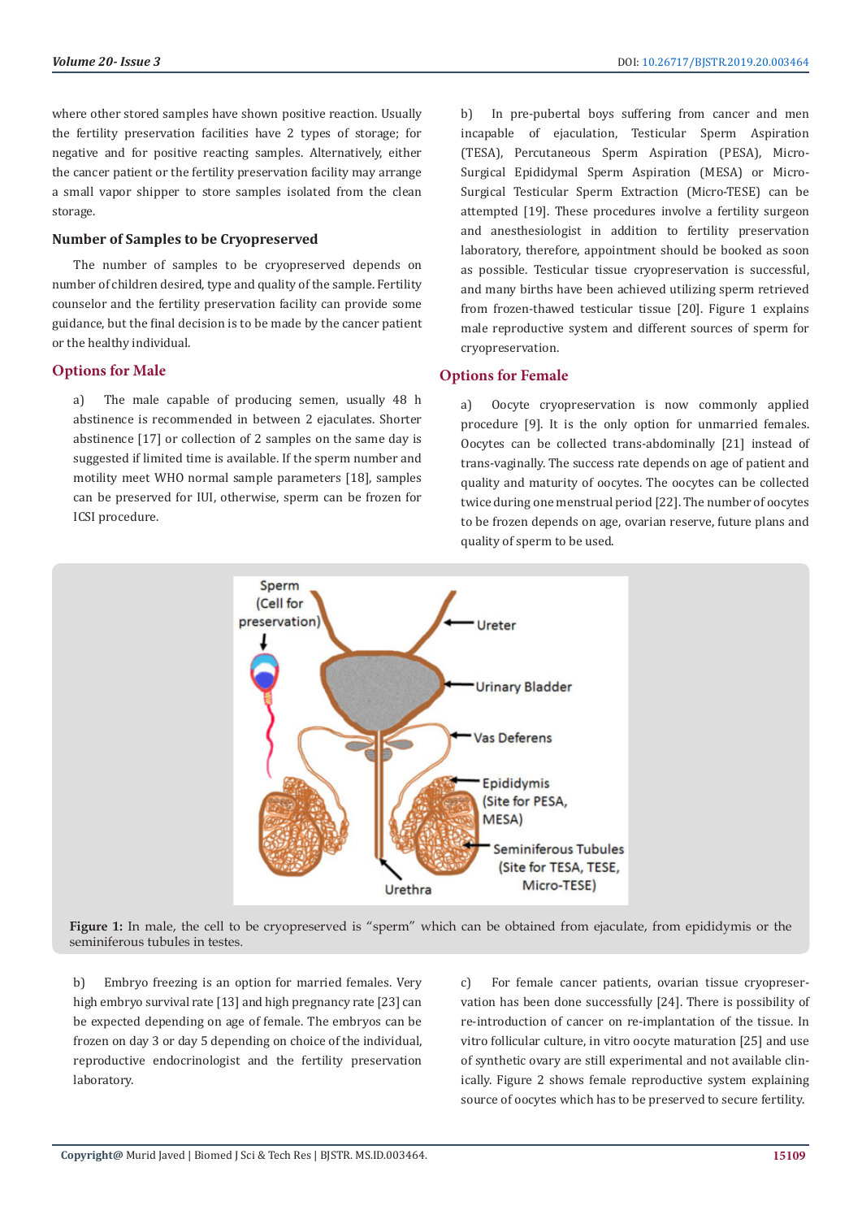where other stored samples have shown positive reaction. Usually the fertility preservation facilities have 2 types of storage; for negative and for positive reacting samples. Alternatively, either the cancer patient or the fertility preservation facility may arrange a small vapor shipper to store samples isolated from the clean storage.

### Number of Samples to be Cryopreserved

The number of samples to be cryopreserved depends on number of children desired, type and quality of the sample. Fertility counselor and the fertility preservation facility can provide some guidance, but the final decision is to be made by the cancer patient or the healthy individual.

## Options for Male

a) The male capable of producing semen, usually 48 h abstinence is recommended in between 2 ejaculates. Shorter abstinence [17] or collection of 2 samples on the same day is suggested if limited time is available. If the sperm number and motility meet WHO normal sample parameters [18], samples can be preserved for IUI, otherwise, sperm can be frozen for ICSI procedure.

b) In pre-pubertal boys suffering from cancer and men incapable of ejaculation, Testicular Sperm Aspiration (TESA), Percutaneous Sperm Aspiration (PESA), Micro-Surgical Epididymal Sperm Aspiration (MESA) or Micro-Surgical Testicular Sperm Extraction (Micro-TESE) can be attempted [19]. These procedures involve a fertility surgeon and anesthesiologist in addition to fertility preservation laboratory, therefore, appointment should be booked as soon as possible. Testicular tissue cryopreservation is successful, and many births have been achieved utilizing sperm retrieved from frozen-thawed testicular tissue [20]. Figure 1 explains male reproductive system and different sources of sperm for cryopreservation.

## Options for Female

a) Oocyte cryopreservation is now commonly applied procedure [9]. It is the only option for unmarried females. Oocytes can be collected trans-abdominally [21] instead of trans-vaginally. The success rate depends on age of patient and quality and maturity of oocytes. The oocytes can be collected twice during one menstrual period [22]. The number of oocytes to be frozen depends on age, ovarian reserve, future plans and quality of sperm to be used.

**Figure 1:** In male, the cell to be cryopreserved is "sperm" which can be obtained from ejaculate, from epididymis or the seminiferous tubules in testes.

b) Embryo freezing is an option for married females. Very high embryo survival rate [13] and high pregnancy rate [23] can be expected depending on age of female. The embryos can be frozen on day 3 or day 5 depending on choice of the individual, reproductive endocrinologist and the fertility preservation laboratory.

c) For female cancer patients, ovarian tissue cryopreservation has been done successfully [24]. There is possibility of re-introduction of cancer on re-implantation of the tissue. In vitro follicular culture, in vitro oocyte maturation [25] and use of synthetic ovary are still experimental and not available clinically. Figure 2 shows female reproductive system explaining source of oocytes which has to be preserved to secure fertility.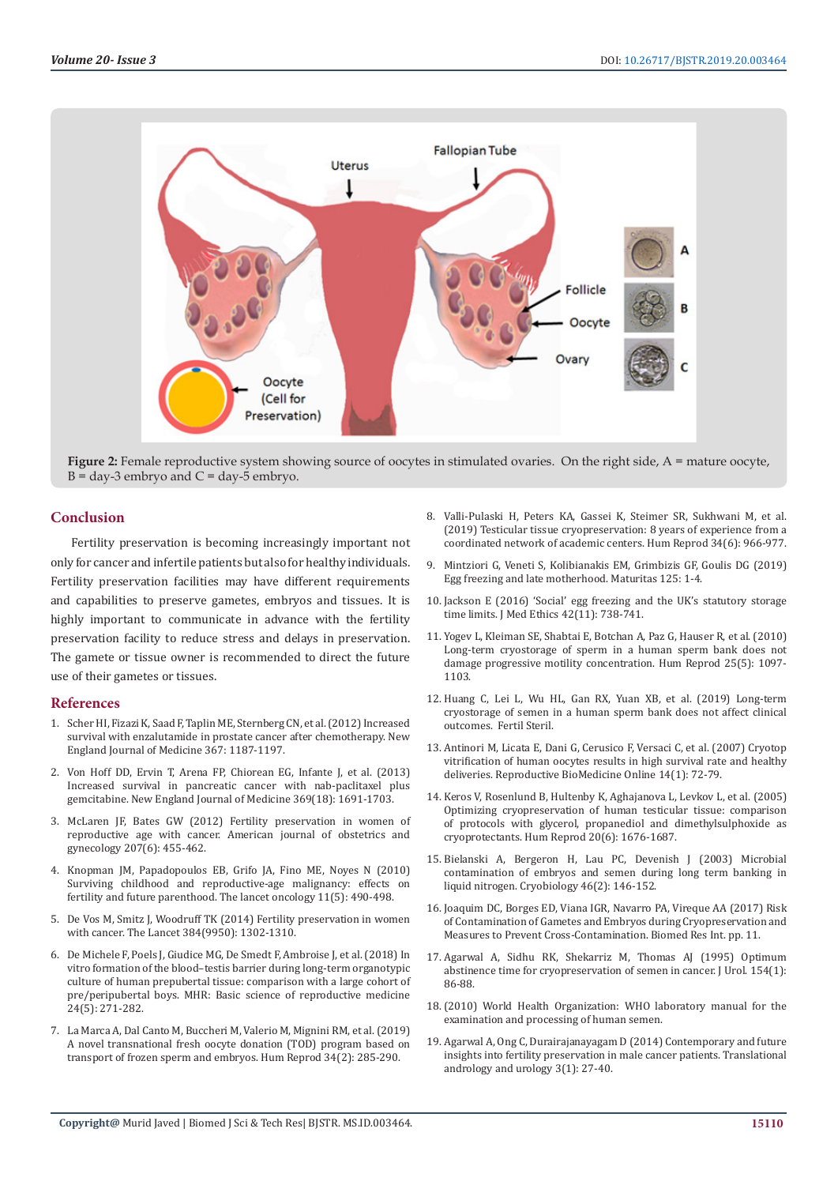Figure 2: Female reproductive system showing source of oocytes in stimulated ovaries. On the right side, A = mature oocyte, B = day-3 embryo and C = day-5 embryo.

## Conclusion

Fertility preservation is becoming increasingly important not only for cancer and infertile patients but also for healthy individuals. Fertility preservation facilities may have different requirements and capabilities to preserve gametes, embryos and tissues. It is highly important to communicate in advance with the fertility preservation facility to reduce stress and delays in preservation. The gamete or tissue owner is recommended to direct the future use of their gametes or tissues.

## References

1. Scher HI, Fizazi K, Saad F, Taplin ME, Sternberg CN, et al. (2012) Increased survival with enzalutamide in prostate cancer after chemotherapy. New England Journal of Medicine 367: 1187-1197.
2. Von Hoff DD, Ervin T, Arena FP, Chiorean EG, Infante J, et al. (2013) Increased survival in pancreatic cancer with nab-paclitaxel plus gemcitabine. New England Journal of Medicine 369(18): 1691-1703.
3. McLaren JF, Bates GW (2012) Fertility preservation in women of reproductive age with cancer. American journal of obstetrics and gynecology 207(6): 455-462.
4. Knopman JM, Papadopoulos EB, Grifo JA, Fino ME, Noyes N (2010) Surviving childhood and reproductive-age malignancy: effects on fertility and future parenthood. The lancet oncology 11(5): 490-498.
5. De Vos M, Smitz J, Woodruff TK (2014) Fertility preservation in women with cancer. The Lancet 384(9950): 1302-1310.
6. De Michele F, Poels J, Giudice MG, De Smedt F, Ambroise J, et al. (2018) In vitro formation of the blood–testis barrier during long-term organotypic culture of human prepubertal tissue: comparison with a large cohort of pre/peripubertal boys. MHR: Basic science of reproductive medicine 24(5): 271-282.
7. La Marca A, Dal Canto M, Buccheri M, Valerio M, Mignini RM, et al. (2019) A novel transnational fresh oocyte donation (TOD) program based on transport of frozen sperm and embryos. Hum Reprod 34(2): 285-290.
8. Valli-Pulaski H, Peters KA, Gassei K, Steimer SR, Sukhwani M, et al. (2019) Testicular tissue cryopreservation: 8 years of experience from a coordinated network of academic centers. Hum Reprod 34(6): 966-977.
9. Mintziori G, Veneti S, Kolibianakis EM, Grimbizis GF, Goulis DG (2019) Egg freezing and late motherhood. Maturitas 125: 1-4.
10. Jackson E (2016) 'Social' egg freezing and the UK's statutory storage time limits. J Med Ethics 42(11): 738-741.
11. Yogev L, Kleiman SE, Shabtai E, Botchan A, Paz G, Hauser R, et al. (2010) Long-term cryostorage of sperm in a human sperm bank does not damage progressive motility concentration. Hum Reprod 25(5): 1097-1103.
12. Huang C, Lei L, Wu HL, Gan RX, Yuan XB, et al. (2019) Long-term cryostorage of semen in a human sperm bank does not affect clinical outcomes. Fertil Steril.
13. Antinori M, Licata E, Dani G, Cerusico F, Versaci C, et al. (2007) Cryotop vitrification of human oocytes results in high survival rate and healthy deliveries. Reproductive BioMedicine Online 14(1): 72-79.
14. Keros V, Rosenlund B, Hultenby K, Aghajanova L, Levkov L, et al. (2005) Optimizing cryopreservation of human testicular tissue: comparison of protocols with glycerol, propanediol and dimethylsulphoxide as cryoprotectants. Hum Reprod 20(6): 1676-1687.
15. Bielanski A, Bergeron H, Lau PC, Devenish J (2003) Microbial contamination of embryos and semen during long term banking in liquid nitrogen. Cryobiology 46(2): 146-152.
16. Joaquim DC, Borges ED, Viana IGR, Navarro PA, Vireque AA (2017) Risk of Contamination of Gametes and Embryos during Cryopreservation and Measures to Prevent Cross-Contamination. Biomed Res Int. pp. 11.
17. Agarwal A, Sidhu RK, Shekarriz M, Thomas AJ (1995) Optimum abstinence time for cryopreservation of semen in cancer. J Urol. 154(1): 86-88.
18. (2010) World Health Organization: WHO laboratory manual for the examination and processing of human semen.
19. Agarwal A, Ong C, Durairajanayagam D (2014) Contemporary and future insights into fertility preservation in male cancer patients. Translational andrology and urology 3(1): 27-40.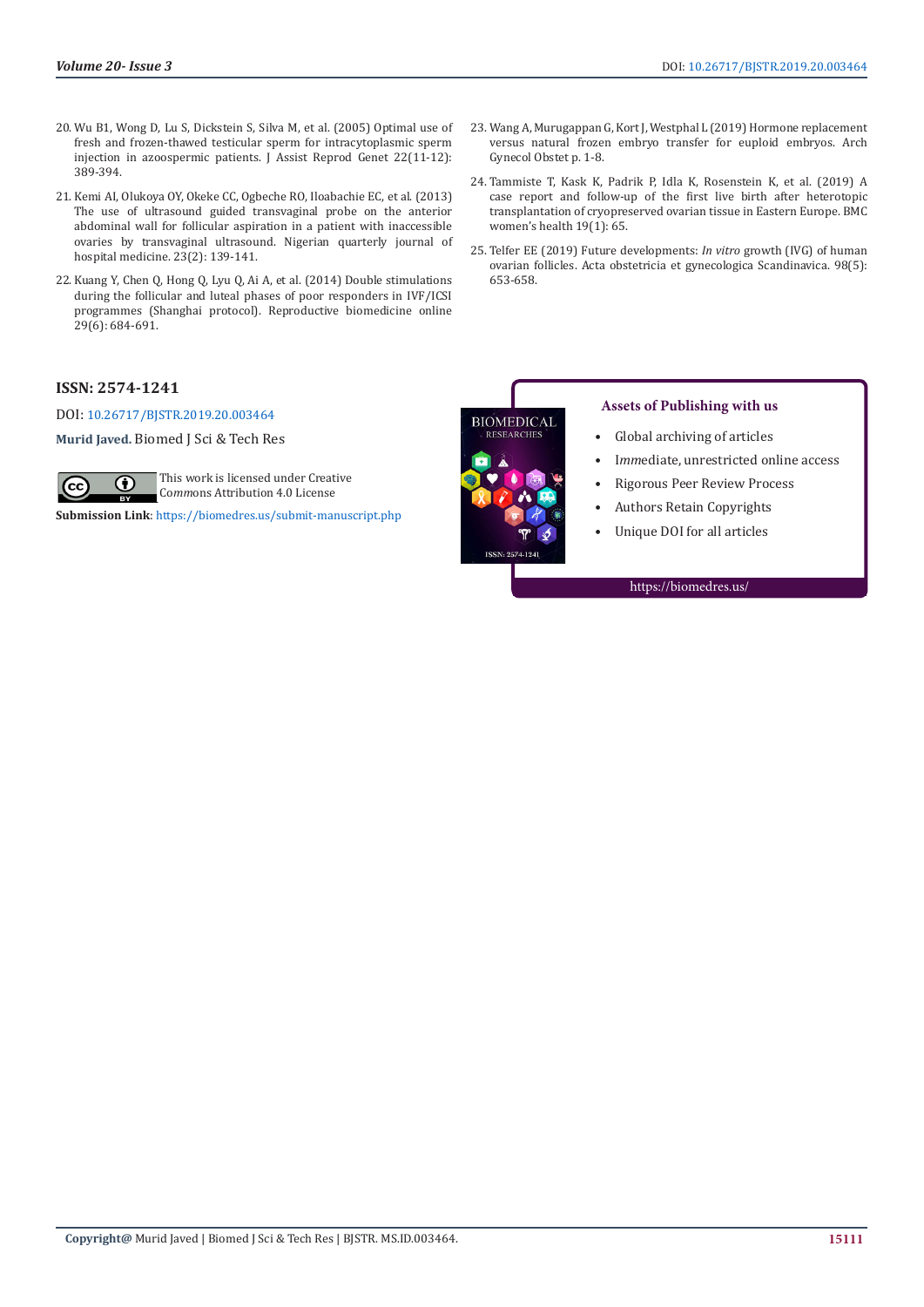20. Wu B1, Wong D, Lu S, Dickstein S, Silva M, et al. (2005) Optimal use of fresh and frozen-thawed testicular sperm for intracytoplasmic sperm injection in azoospermic patients. J Assist Reprod Genet 22(11-12): 389-394.

21. Kemi AI, Olukoya OY, Okeke CC, Ogbeche RO, Iloabachie EC, et al. (2013) The use of ultrasound guided transvaginal probe on the anterior abdominal wall for follicular aspiration in a patient with inaccessible ovaries by transvaginal ultrasound. Nigerian quarterly journal of hospital medicine. 23(2): 139-141.

22. Kuang Y, Chen Q, Hong Q, Lyu Q, Ai A, et al. (2014) Double stimulations during the follicular and luteal phases of poor responders in IVF/ICSI programmes (Shanghai protocol). Reproductive biomedicine online 29(6): 684-691.

23. Wang A, Murugappan G, Kort J, Westphal L (2019) Hormone replacement versus natural frozen embryo transfer for euploid embryos. Arch Gynecol Obstet p. 1-8.

24. Tammiste T, Kask K, Padrik P, Idla K, Rosenstein K, et al. (2019) A case report and follow-up of the first live birth after heterotopic transplantation of cryopreserved ovarian tissue in Eastern Europe. BMC women's health 19(1): 65.

25. Telfer EE (2019) Future developments: *In vitro* growth (IVG) of human ovarian follicles. Acta obstetricia et gynecologica Scandinavica. 98(5): 653-658.

**ISSN: 2574-1241**

DOI: 10.26717/BJSTR.2019.20.003464

**Murid Javed.** Biomed J Sci & Tech Res

This work is licensed under Creative Commons Attribution 4.0 License

**Submission Link**: https://biomedres.us/submit-manuscript.php

**Assets of Publishing with us**

- Global archiving of articles
- Immediate, unrestricted online access
- Rigorous Peer Review Process
- Authors Retain Copyrights
- Unique DOI for all articles

https://biomedres.us/